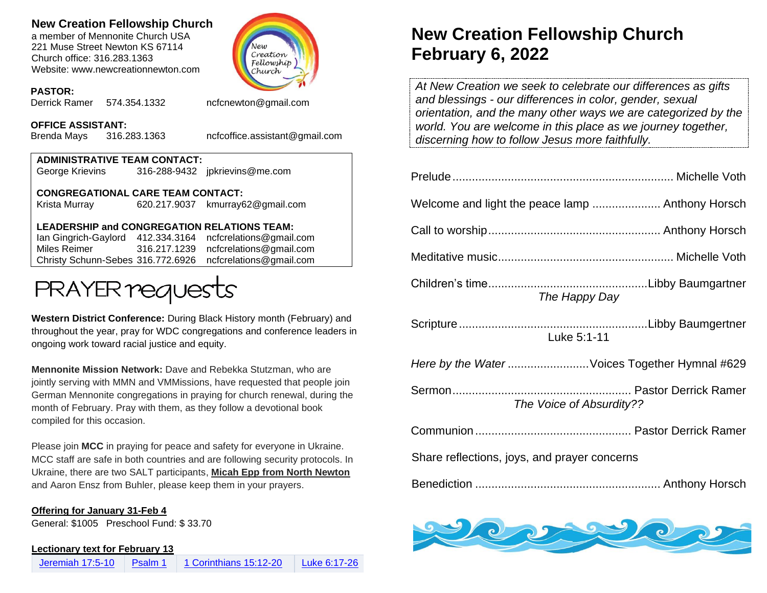## New Creation Fellowship Church

a member of Mennonite Church USA
221 Muse Street Newton KS 67114
Church office: 316.283.1363
Website: www.newcreationnewton.com

**PASTOR:**
Derrick Ramer 574.354.1332 ncfcnewton@gmail.com

**OFFICE ASSISTANT:**
Brenda Mays 316.283.1363 ncfcoffice.assistant@gmail.com

**ADMINISTRATIVE TEAM CONTACT:**
George Krievins 316-288-9432 jpkrievins@me.com

**CONGREGATIONAL CARE TEAM CONTACT:**
Krista Murray 620.217.9037 kmurray62@gmail.com

**LEADERSHIP and CONGREGATION RELATIONS TEAM:**
Ian Gingrich-Gaylord 412.334.3164 ncfcrelations@gmail.com
Miles Reimer 316.217.1239 ncfcrelations@gmail.com
Christy Schunn-Sebes 316.772.6926 ncfcrelations@gmail.com

## PRAYER requests

**Western District Conference:** During Black History month (February) and throughout the year, pray for WDC congregations and conference leaders in ongoing work toward racial justice and equity.

**Mennonite Mission Network:** Dave and Rebekka Stutzman, who are jointly serving with MMN and VMMissions, have requested that people join German Mennonite congregations in praying for church renewal, during the month of February. Pray with them, as they follow a devotional book compiled for this occasion.

Please join **MCC** in praying for peace and safety for everyone in Ukraine. MCC staff are safe in both countries and are following security protocols. In Ukraine, there are two SALT participants, **Micah Epp from North Newton** and Aaron Ensz from Buhler, please keep them in your prayers.

**Offering for January 31-Feb 4**
General: $1005 Preschool Fund: $ 33.70

**Lectionary text for February 13**

| Jeremiah 17:5-10 | Psalm 1 | 1 Corinthians 15:12-20 | Luke 6:17-26 |
|---|---|---|---|

# New Creation Fellowship Church
# February 6, 2022

*At New Creation we seek to celebrate our differences as gifts and blessings - our differences in color, gender, sexual orientation, and the many other ways we are categorized by the world. You are welcome in this place as we journey together, discerning how to follow Jesus more faithfully.*

Prelude .......... Michelle Voth

Welcome and light the peace lamp .......... Anthony Horsch

Call to worship .......... Anthony Horsch

Meditative music .......... Michelle Voth

Children's time .......... Libby Baumgartner
*The Happy Day*

Scripture .......... Libby Baumgertner
Luke 5:1-11

*Here by the Water* .......... Voices Together Hymnal #629

Sermon .......... Pastor Derrick Ramer
*The Voice of Absurdity??*

Communion .......... Pastor Derrick Ramer

Share reflections, joys, and prayer concerns

Benediction .......... Anthony Horsch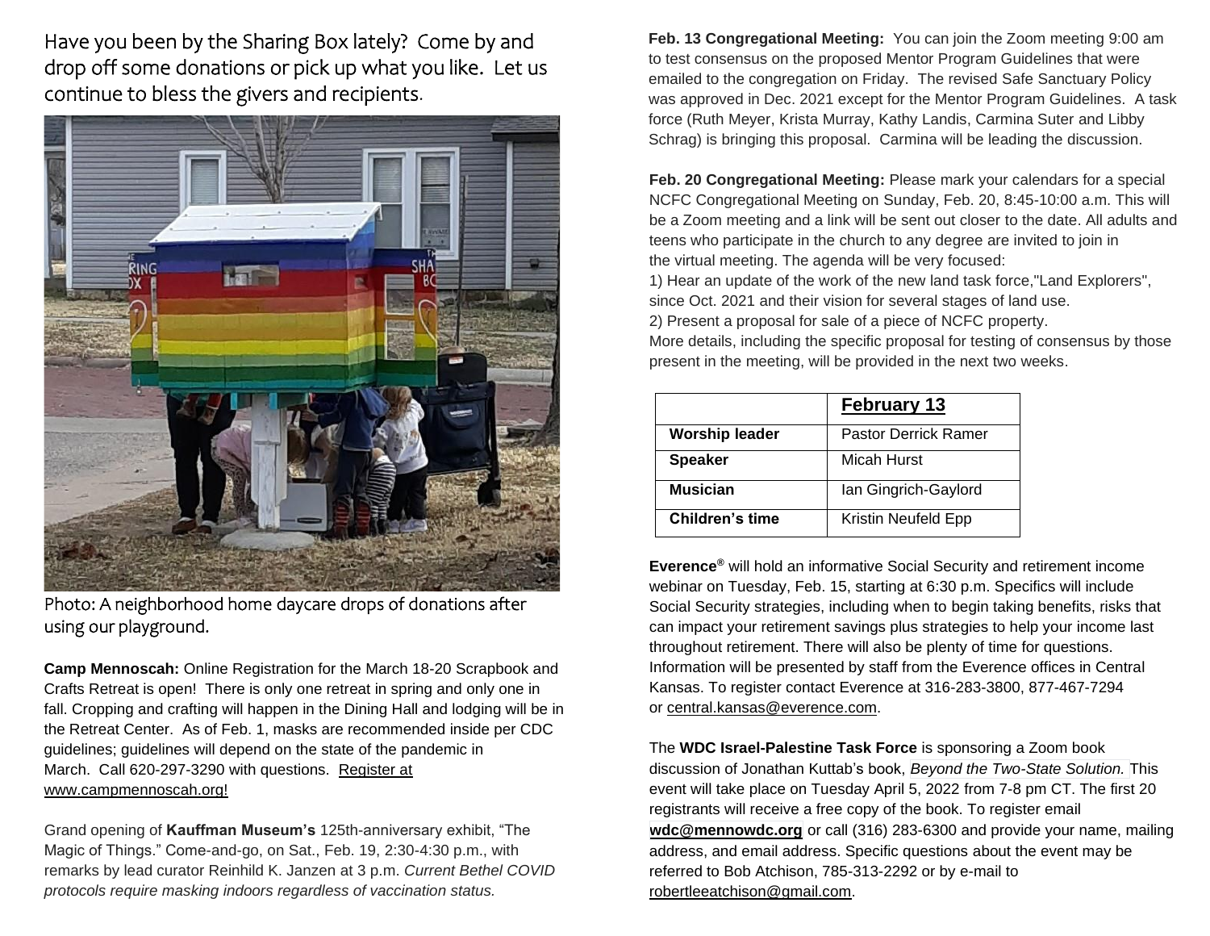Have you been by the Sharing Box lately? Come by and drop off some donations or pick up what you like. Let us continue to bless the givers and recipients.

Photo: A neighborhood home daycare drops of donations after using our playground.

**Camp Mennoscah:** Online Registration for the March 18-20 Scrapbook and Crafts Retreat is open! There is only one retreat in spring and only one in fall. Cropping and crafting will happen in the Dining Hall and lodging will be in the Retreat Center. As of Feb. 1, masks are recommended inside per CDC guidelines; guidelines will depend on the state of the pandemic in March. Call 620-297-3290 with questions. Register at www.campmennoscah.org!

Grand opening of **Kauffman Museum's** 125th-anniversary exhibit, "The Magic of Things." Come-and-go, on Sat., Feb. 19, 2:30-4:30 p.m., with remarks by lead curator Reinhild K. Janzen at 3 p.m. *Current Bethel COVID protocols require masking indoors regardless of vaccination status.*

**Feb. 13 Congregational Meeting:** You can join the Zoom meeting 9:00 am to test consensus on the proposed Mentor Program Guidelines that were emailed to the congregation on Friday. The revised Safe Sanctuary Policy was approved in Dec. 2021 except for the Mentor Program Guidelines. A task force (Ruth Meyer, Krista Murray, Kathy Landis, Carmina Suter and Libby Schrag) is bringing this proposal. Carmina will be leading the discussion.

**Feb. 20 Congregational Meeting:** Please mark your calendars for a special NCFC Congregational Meeting on Sunday, Feb. 20, 8:45-10:00 a.m. This will be a Zoom meeting and a link will be sent out closer to the date. All adults and teens who participate in the church to any degree are invited to join in the virtual meeting. The agenda will be very focused:
1) Hear an update of the work of the new land task force,"Land Explorers", since Oct. 2021 and their vision for several stages of land use.
2) Present a proposal for sale of a piece of NCFC property.
More details, including the specific proposal for testing of consensus by those present in the meeting, will be provided in the next two weeks.

| | **February 13** |
|---|---|
| **Worship leader** | Pastor Derrick Ramer |
| **Speaker** | Micah Hurst |
| **Musician** | Ian Gingrich-Gaylord |
| **Children's time** | Kristin Neufeld Epp |

**Everence®** will hold an informative Social Security and retirement income webinar on Tuesday, Feb. 15, starting at 6:30 p.m. Specifics will include Social Security strategies, including when to begin taking benefits, risks that can impact your retirement savings plus strategies to help your income last throughout retirement. There will also be plenty of time for questions. Information will be presented by staff from the Everence offices in Central Kansas. To register contact Everence at 316-283-3800, 877-467-7294 or central.kansas@everence.com.

The **WDC Israel-Palestine Task Force** is sponsoring a Zoom book discussion of Jonathan Kuttab's book, *Beyond the Two-State Solution.* This event will take place on Tuesday April 5, 2022 from 7-8 pm CT. The first 20 registrants will receive a free copy of the book. To register email **wdc@mennowdc.org** or call (316) 283-6300 and provide your name, mailing address, and email address. Specific questions about the event may be referred to Bob Atchison, 785-313-2292 or by e-mail to robertleeatchison@gmail.com.